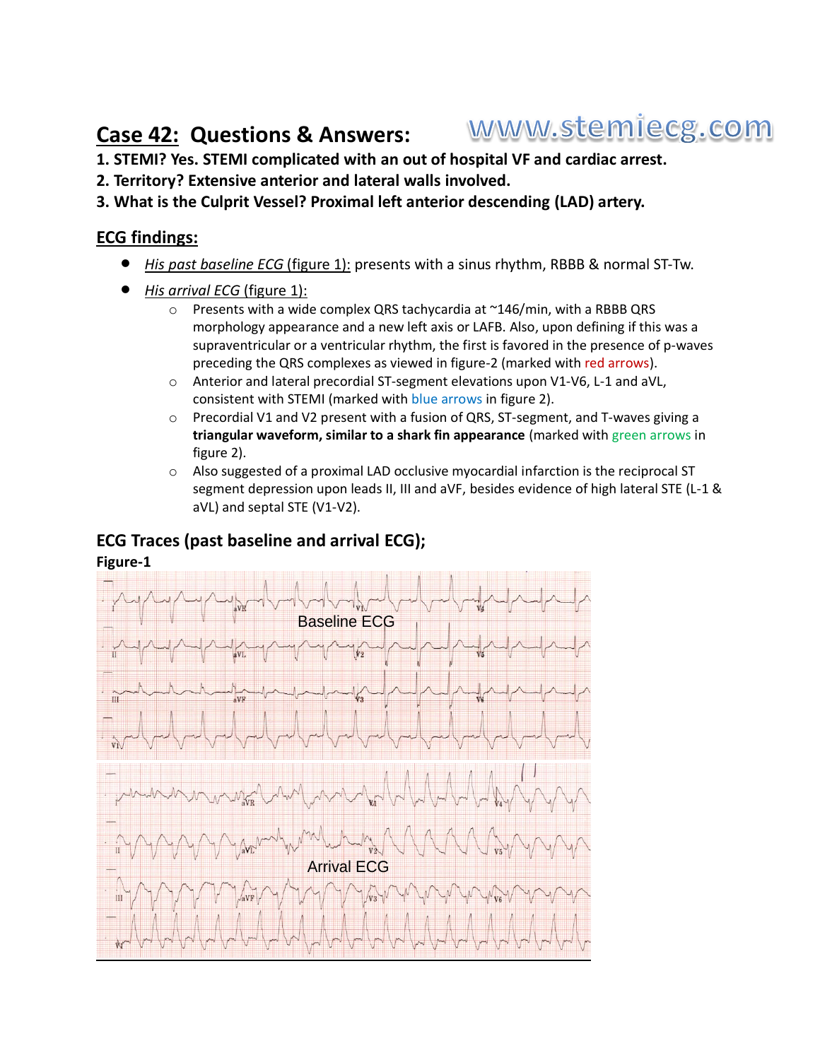# Case 42: Questions & Answers:

www.stemiecg.com

**1. STEMI? Yes. STEMI complicated with an out of hospital VF and cardiac arrest.**

**2. Territory? Extensive anterior and lateral walls involved.**

**3. What is the Culprit Vessel? Proximal left anterior descending (LAD) artery.**

## ECG findings:

- *His past baseline ECG* (figure 1): presents with a sinus rhythm, RBBB & normal ST-Tw.
- *His arrival ECG* (figure 1):
  - Presents with a wide complex QRS tachycardia at ~146/min, with a RBBB QRS morphology appearance and a new left axis or LAFB. Also, upon defining if this was a supraventricular or a ventricular rhythm, the first is favored in the presence of p-waves preceding the QRS complexes as viewed in figure-2 (marked with red arrows).
  - Anterior and lateral precordial ST-segment elevations upon V1-V6, L-1 and aVL, consistent with STEMI (marked with blue arrows in figure 2).
  - Precordial V1 and V2 present with a fusion of QRS, ST-segment, and T-waves giving a **triangular waveform, similar to a shark fin appearance** (marked with green arrows in figure 2).
  - Also suggested of a proximal LAD occlusive myocardial infarction is the reciprocal ST segment depression upon leads II, III and aVF, besides evidence of high lateral STE (L-1 & aVL) and septal STE (V1-V2).

## ECG Traces (past baseline and arrival ECG);

**Figure-1**

Baseline ECG

Arrival ECG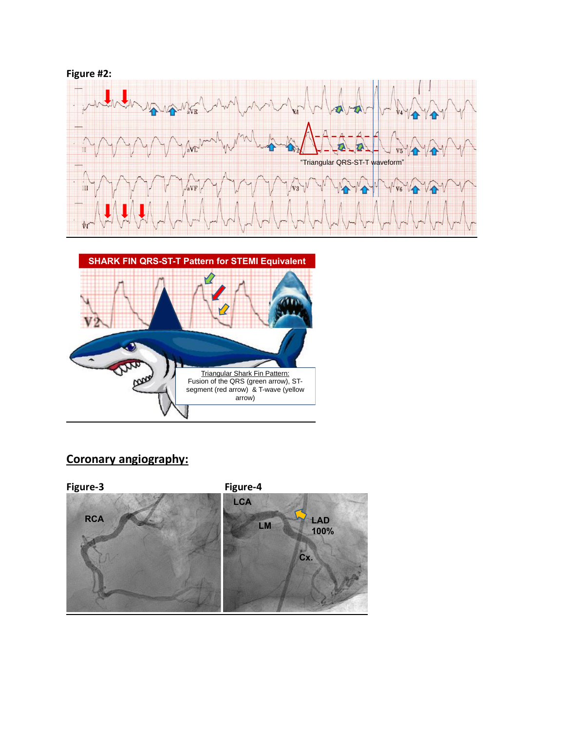**Figure #2:**

"Triangular QRS-ST-T waveform"

**SHARK FIN QRS-ST-T Pattern for STEMI Equivalent**

Triangular Shark Fin Pattern: Fusion of the QRS (green arrow), ST-segment (red arrow) & T-wave (yellow arrow)

## Coronary angiography:

**Figure-3**

RCA

**Figure-4**

LCA

LM

LAD 100%

Cx.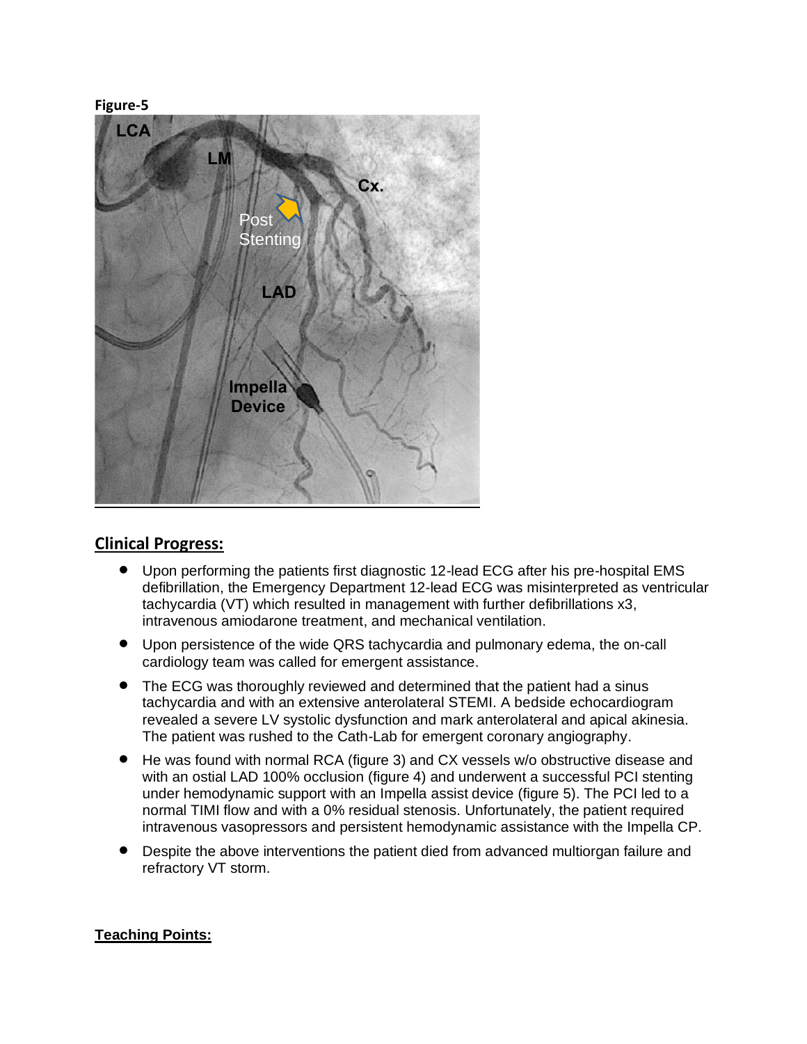**Figure-5**

## Clinical Progress:

- Upon performing the patients first diagnostic 12-lead ECG after his pre-hospital EMS defibrillation, the Emergency Department 12-lead ECG was misinterpreted as ventricular tachycardia (VT) which resulted in management with further defibrillations x3, intravenous amiodarone treatment, and mechanical ventilation.
- Upon persistence of the wide QRS tachycardia and pulmonary edema, the on-call cardiology team was called for emergent assistance.
- The ECG was thoroughly reviewed and determined that the patient had a sinus tachycardia and with an extensive anterolateral STEMI. A bedside echocardiogram revealed a severe LV systolic dysfunction and mark anterolateral and apical akinesia. The patient was rushed to the Cath-Lab for emergent coronary angiography.
- He was found with normal RCA (figure 3) and CX vessels w/o obstructive disease and with an ostial LAD 100% occlusion (figure 4) and underwent a successful PCI stenting under hemodynamic support with an Impella assist device (figure 5). The PCI led to a normal TIMI flow and with a 0% residual stenosis. Unfortunately, the patient required intravenous vasopressors and persistent hemodynamic assistance with the Impella CP.
- Despite the above interventions the patient died from advanced multiorgan failure and refractory VT storm.

**Teaching Points:**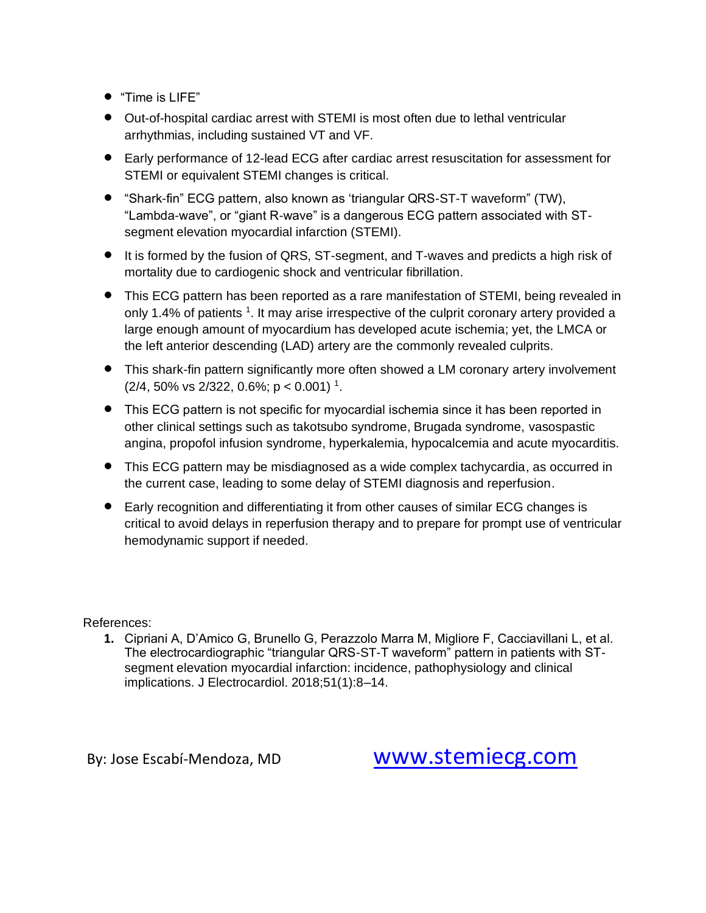- "Time is LIFE"
- Out-of-hospital cardiac arrest with STEMI is most often due to lethal ventricular arrhythmias, including sustained VT and VF.
- Early performance of 12-lead ECG after cardiac arrest resuscitation for assessment for STEMI or equivalent STEMI changes is critical.
- "Shark-fin" ECG pattern, also known as 'triangular QRS-ST-T waveform" (TW), "Lambda-wave", or "giant R-wave" is a dangerous ECG pattern associated with ST-segment elevation myocardial infarction (STEMI).
- It is formed by the fusion of QRS, ST-segment, and T-waves and predicts a high risk of mortality due to cardiogenic shock and ventricular fibrillation.
- This ECG pattern has been reported as a rare manifestation of STEMI, being revealed in only 1.4% of patients [1]. It may arise irrespective of the culprit coronary artery provided a large enough amount of myocardium has developed acute ischemia; yet, the LMCA or the left anterior descending (LAD) artery are the commonly revealed culprits.
- This shark-fin pattern significantly more often showed a LM coronary artery involvement (2/4, 50% vs 2/322, 0.6%; $p < 0.001$) [1].
- This ECG pattern is not specific for myocardial ischemia since it has been reported in other clinical settings such as takotsubo syndrome, Brugada syndrome, vasospastic angina, propofol infusion syndrome, hyperkalemia, hypocalcemia and acute myocarditis.
- This ECG pattern may be misdiagnosed as a wide complex tachycardia, as occurred in the current case, leading to some delay of STEMI diagnosis and reperfusion.
- Early recognition and differentiating it from other causes of similar ECG changes is critical to avoid delays in reperfusion therapy and to prepare for prompt use of ventricular hemodynamic support if needed.

References:

1. Cipriani A, D'Amico G, Brunello G, Perazzolo Marra M, Migliore F, Cacciavillani L, et al. The electrocardiographic "triangular QRS-ST-T waveform" pattern in patients with ST-segment elevation myocardial infarction: incidence, pathophysiology and clinical implications. J Electrocardiol. 2018;51(1):8–14.

By: Jose Escabí-Mendoza, MD

www.stemiecg.com